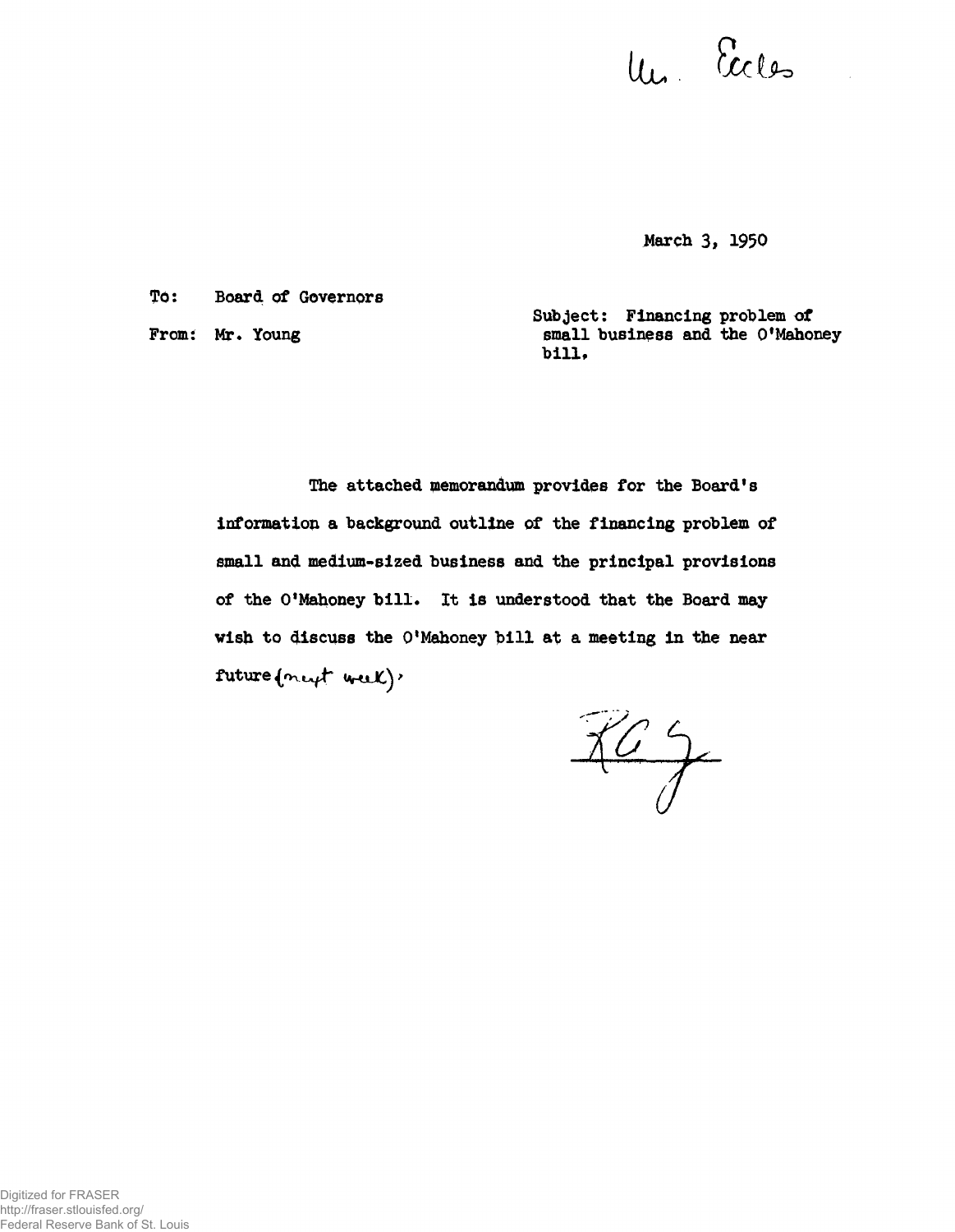Mr. Eccles

March 3, 1950

To: Board of Governors

From: Mr. Young

Subject: Financing problem of small business and the O'Mahoney bill.

The attached memorandum provides for the Board's information a background outline of the financing problem of small and medium-sized business and the principal provisions of the O'Mahoney bill. It is understood that the Board may wish to discuss the O'Mahoney bill at a meeting in the near future (next week).

RCY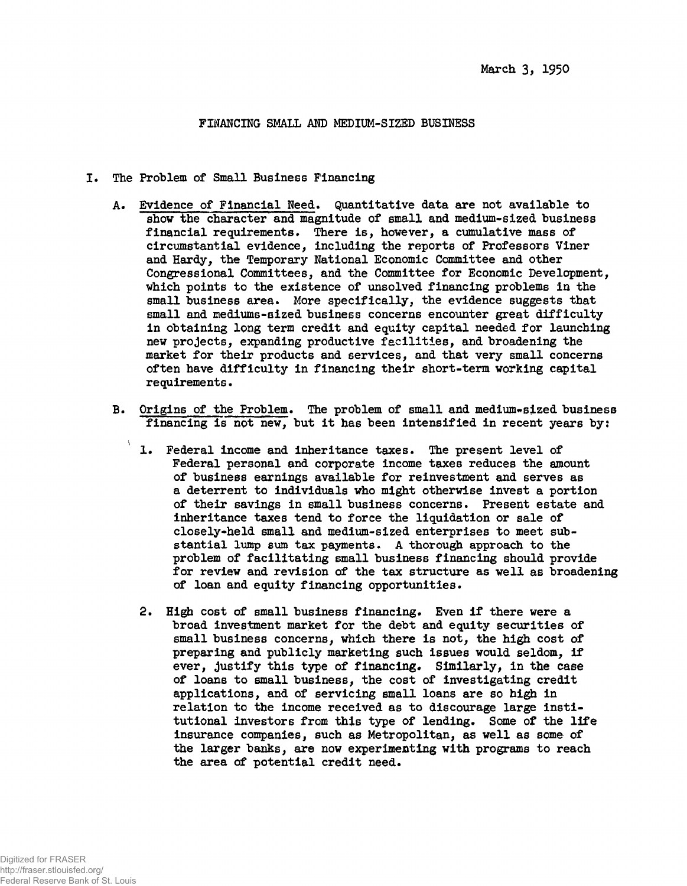March 3, 1950

# FINANCING SMALL AND MEDIUM-SIZED BUSINESS

## I. The Problem of Small Business Financing

A. Evidence of Financial Need. Quantitative data are not available to show the character and magnitude of small and medium-sized business financial requirements. There is, however, a cumulative mass of circumstantial evidence, including the reports of Professors Viner and Hardy, the Temporary National Economic Committee and other Congressional Committees, and the Committee for Economic Development, which points to the existence of unsolved financing problems in the small business area. More specifically, the evidence suggests that small and mediums-sized business concerns encounter great difficulty in obtaining long term credit and equity capital needed for launching new projects, expanding productive facilities, and broadening the market for their products and services, and that very small concerns often have difficulty in financing their short-term working capital requirements.

B. Origins of the Problem. The problem of small and medium-sized business financing is not new, but it has been intensified in recent years by:

1. Federal income and inheritance taxes. The present level of Federal personal and corporate income taxes reduces the amount of business earnings available for reinvestment and serves as a deterrent to individuals who might otherwise invest a portion of their savings in small business concerns. Present estate and inheritance taxes tend to force the liquidation or sale of closely-held small and medium-sized enterprises to meet substantial lump sum tax payments. A thorough approach to the problem of facilitating small business financing should provide for review and revision of the tax structure as well as broadening of loan and equity financing opportunities.

2. High cost of small business financing. Even if there were a broad investment market for the debt and equity securities of small business concerns, which there is not, the high cost of preparing and publicly marketing such issues would seldom, if ever, justify this type of financing. Similarly, in the case of loans to small business, the cost of investigating credit applications, and of servicing small loans are so high in relation to the income received as to discourage large institutional investors from this type of lending. Some of the life insurance companies, such as Metropolitan, as well as some of the larger banks, are now experimenting with programs to reach the area of potential credit need.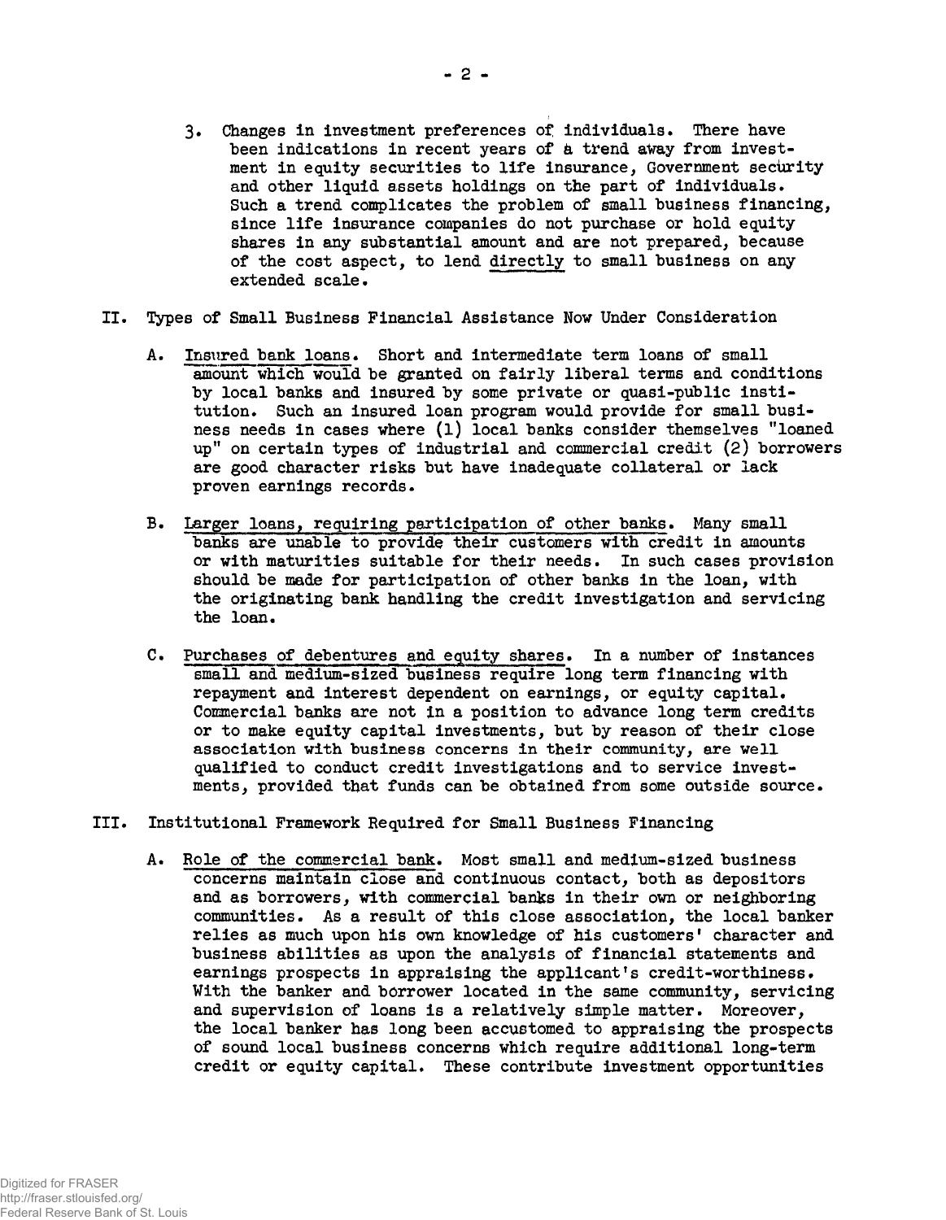3. Changes in investment preferences of individuals. There have been indications in recent years of a trend away from investment in equity securities to life insurance, Government security and other liquid assets holdings on the part of individuals. Such a trend complicates the problem of small business financing, since life insurance companies do not purchase or hold equity shares in any substantial amount and are not prepared, because of the cost aspect, to lend directly to small business on any extended scale.

## II. Types of Small Business Financial Assistance Now Under Consideration

A. Insured bank loans. Short and intermediate term loans of small amount which would be granted on fairly liberal terms and conditions by local banks and insured by some private or quasi-public institution. Such an insured loan program would provide for small business needs in cases where (1) local banks consider themselves "loaned up" on certain types of industrial and commercial credit (2) borrowers are good character risks but have inadequate collateral or lack proven earnings records.

B. Larger loans, requiring participation of other banks. Many small banks are unable to provide their customers with credit in amounts or with maturities suitable for their needs. In such cases provision should be made for participation of other banks in the loan, with the originating bank handling the credit investigation and servicing the loan.

C. Purchases of debentures and equity shares. In a number of instances small and medium-sized business require long term financing with repayment and interest dependent on earnings, or equity capital. Commercial banks are not in a position to advance long term credits or to make equity capital investments, but by reason of their close association with business concerns in their community, are well qualified to conduct credit investigations and to service investments, provided that funds can be obtained from some outside source.

## III. Institutional Framework Required for Small Business Financing

A. Role of the commercial bank. Most small and medium-sized business concerns maintain close and continuous contact, both as depositors and as borrowers, with commercial banks in their own or neighboring communities. As a result of this close association, the local banker relies as much upon his own knowledge of his customers' character and business abilities as upon the analysis of financial statements and earnings prospects in appraising the applicant's credit-worthiness. With the banker and borrower located in the same community, servicing and supervision of loans is a relatively simple matter. Moreover, the local banker has long been accustomed to appraising the prospects of sound local business concerns which require additional long-term credit or equity capital. These contribute investment opportunities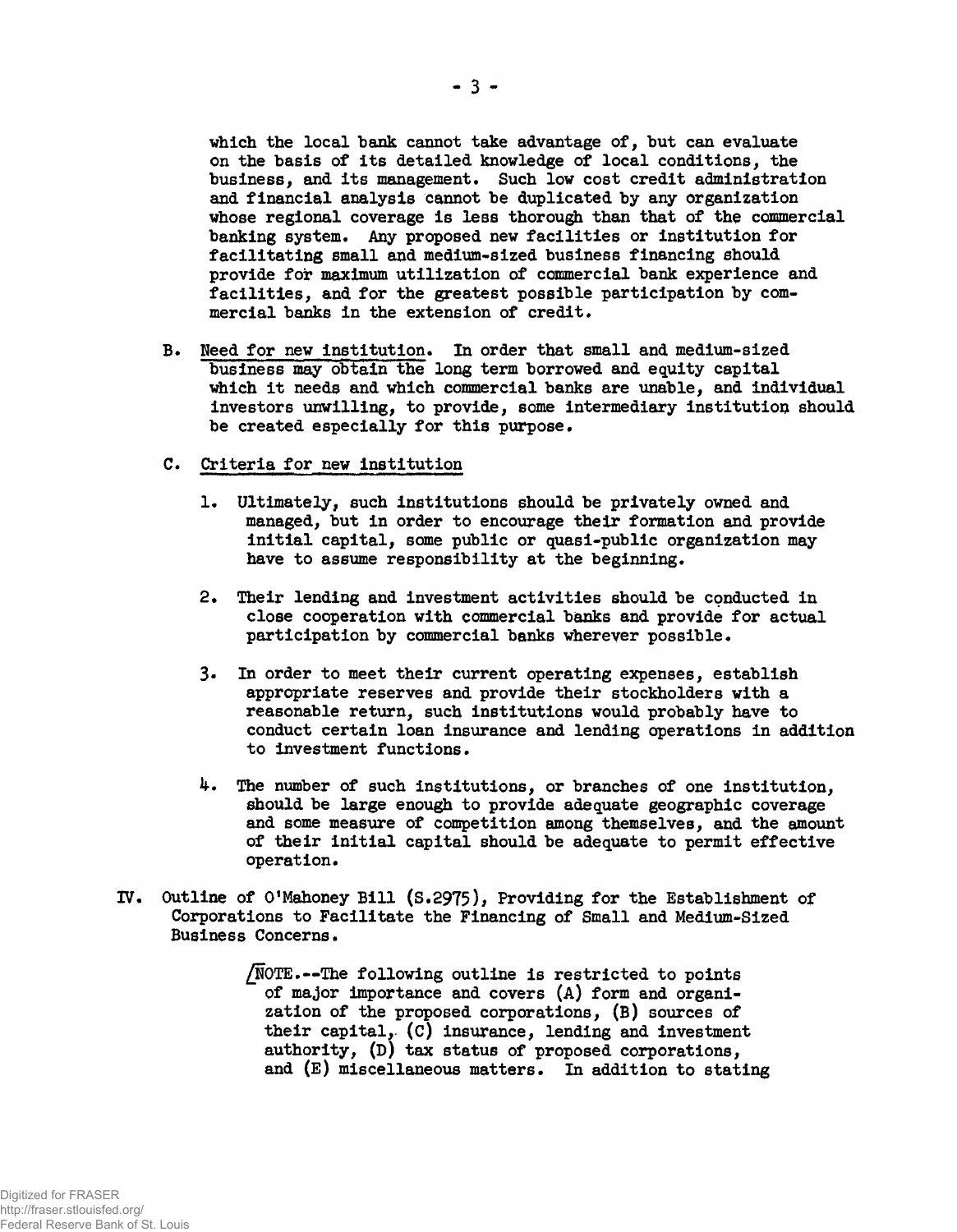which the local bank cannot take advantage of, but can evaluate on the basis of its detailed knowledge of local conditions, the business, and its management. Such low cost credit administration and financial analysis cannot be duplicated by any organization whose regional coverage is less thorough than that of the commercial banking system. Any proposed new facilities or institution for facilitating small and medium-sized business financing should provide for maximum utilization of commercial bank experience and facilities, and for the greatest possible participation by commercial banks in the extension of credit.

B. Need for new institution. In order that small and medium-sized business may obtain the long term borrowed and equity capital which it needs and which commercial banks are unable, and individual investors unwilling, to provide, some intermediary institution should be created especially for this purpose.

C. Criteria for new institution

1. Ultimately, such institutions should be privately owned and managed, but in order to encourage their formation and provide initial capital, some public or quasi-public organization may have to assume responsibility at the beginning.

2. Their lending and investment activities should be conducted in close cooperation with commercial banks and provide for actual participation by commercial banks wherever possible.

3. In order to meet their current operating expenses, establish appropriate reserves and provide their stockholders with a reasonable return, such institutions would probably have to conduct certain loan insurance and lending operations in addition to investment functions.

4. The number of such institutions, or branches of one institution, should be large enough to provide adequate geographic coverage and some measure of competition among themselves, and the amount of their initial capital should be adequate to permit effective operation.

IV. Outline of O'Mahoney Bill (S.2975), Providing for the Establishment of Corporations to Facilitate the Financing of Small and Medium-Sized Business Concerns.

/NOTE.--The following outline is restricted to points of major importance and covers (A) form and organization of the proposed corporations, (B) sources of their capital, (C) insurance, lending and investment authority, (D) tax status of proposed corporations, and (E) miscellaneous matters. In addition to stating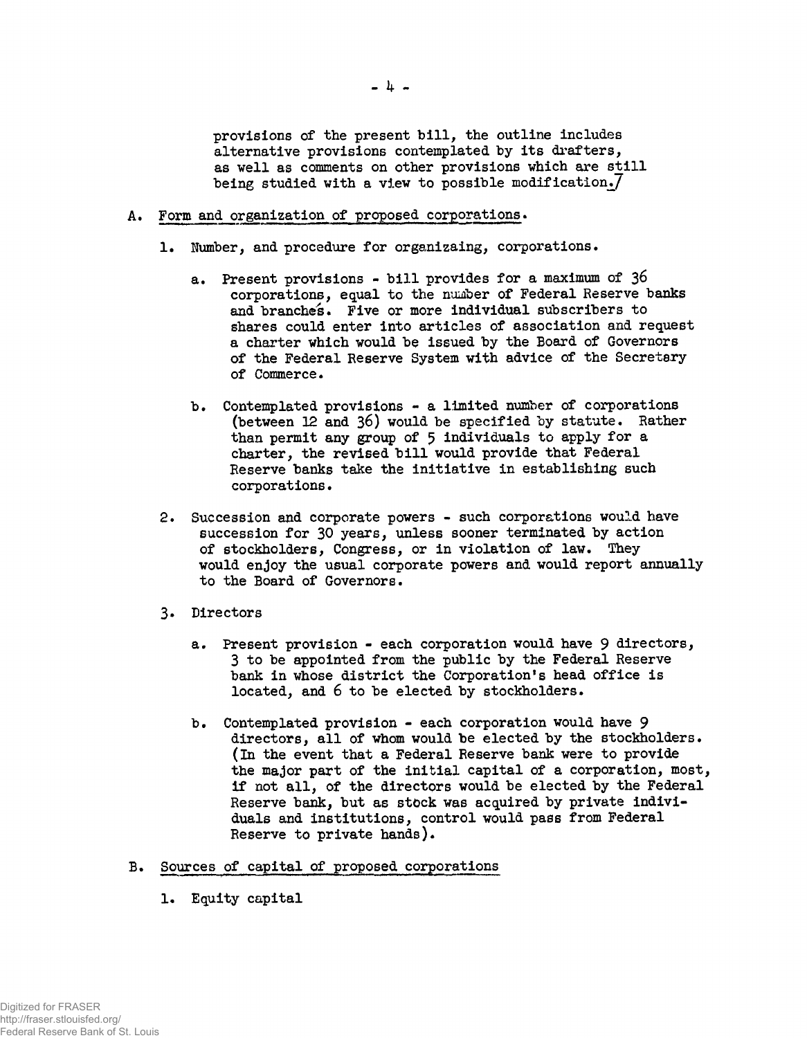provisions of the present bill, the outline includes alternative provisions contemplated by its drafters, as well as comments on other provisions which are still being studied with a view to possible modification.]

A. Form and organization of proposed corporations.

1. Number, and procedure for organizaing, corporations.

   a. Present provisions - bill provides for a maximum of 36 corporations, equal to the number of Federal Reserve banks and branches. Five or more individual subscribers to shares could enter into articles of association and request a charter which would be issued by the Board of Governors of the Federal Reserve System with advice of the Secretary of Commerce.

   b. Contemplated provisions - a limited number of corporations (between 12 and 36) would be specified by statute. Rather than permit any group of 5 individuals to apply for a charter, the revised bill would provide that Federal Reserve banks take the initiative in establishing such corporations.

2. Succession and corporate powers - such corporations would have succession for 30 years, unless sooner terminated by action of stockholders, Congress, or in violation of law. They would enjoy the usual corporate powers and would report annually to the Board of Governors.

3. Directors

   a. Present provision - each corporation would have 9 directors, 3 to be appointed from the public by the Federal Reserve bank in whose district the Corporation's head office is located, and 6 to be elected by stockholders.

   b. Contemplated provision - each corporation would have 9 directors, all of whom would be elected by the stockholders. (In the event that a Federal Reserve bank were to provide the major part of the initial capital of a corporation, most, if not all, of the directors would be elected by the Federal Reserve bank, but as stock was acquired by private individuals and institutions, control would pass from Federal Reserve to private hands).

B. Sources of capital of proposed corporations

1. Equity capital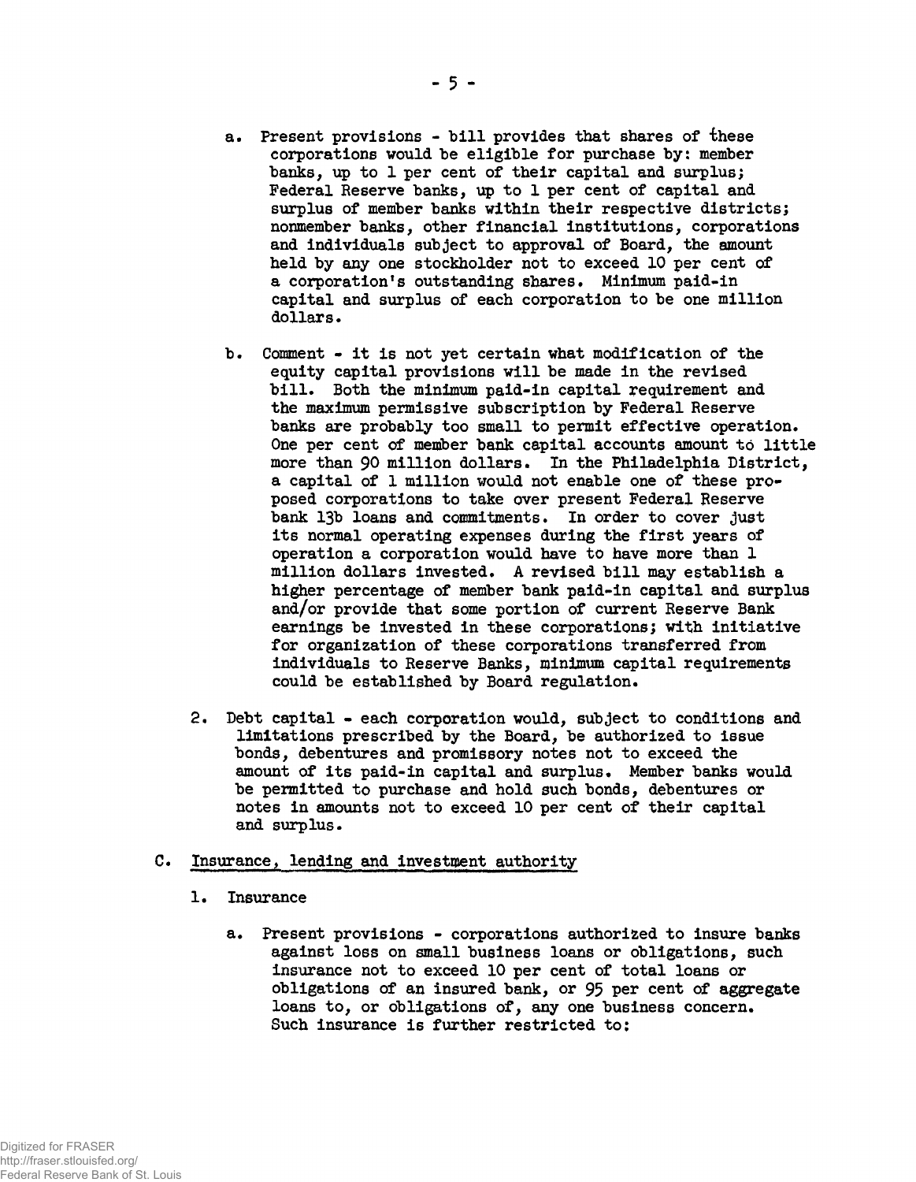a. Present provisions - bill provides that shares of these corporations would be eligible for purchase by: member banks, up to 1 per cent of their capital and surplus; Federal Reserve banks, up to 1 per cent of capital and surplus of member banks within their respective districts; nonmember banks, other financial institutions, corporations and individuals subject to approval of Board, the amount held by any one stockholder not to exceed 10 per cent of a corporation's outstanding shares. Minimum paid-in capital and surplus of each corporation to be one million dollars.

b. Comment - it is not yet certain what modification of the equity capital provisions will be made in the revised bill. Both the minimum paid-in capital requirement and the maximum permissive subscription by Federal Reserve banks are probably too small to permit effective operation. One per cent of member bank capital accounts amount to little more than 90 million dollars. In the Philadelphia District, a capital of 1 million would not enable one of these proposed corporations to take over present Federal Reserve bank 13b loans and commitments. In order to cover just its normal operating expenses during the first years of operation a corporation would have to have more than 1 million dollars invested. A revised bill may establish a higher percentage of member bank paid-in capital and surplus and/or provide that some portion of current Reserve Bank earnings be invested in these corporations; with initiative for organization of these corporations transferred from individuals to Reserve Banks, minimum capital requirements could be established by Board regulation.

2. Debt capital - each corporation would, subject to conditions and limitations prescribed by the Board, be authorized to issue bonds, debentures and promissory notes not to exceed the amount of its paid-in capital and surplus. Member banks would be permitted to purchase and hold such bonds, debentures or notes in amounts not to exceed 10 per cent of their capital and surplus.

C. Insurance, lending and investment authority

1. Insurance

a. Present provisions - corporations authorized to insure banks against loss on small business loans or obligations, such insurance not to exceed 10 per cent of total loans or obligations of an insured bank, or 95 per cent of aggregate loans to, or obligations of, any one business concern. Such insurance is further restricted to: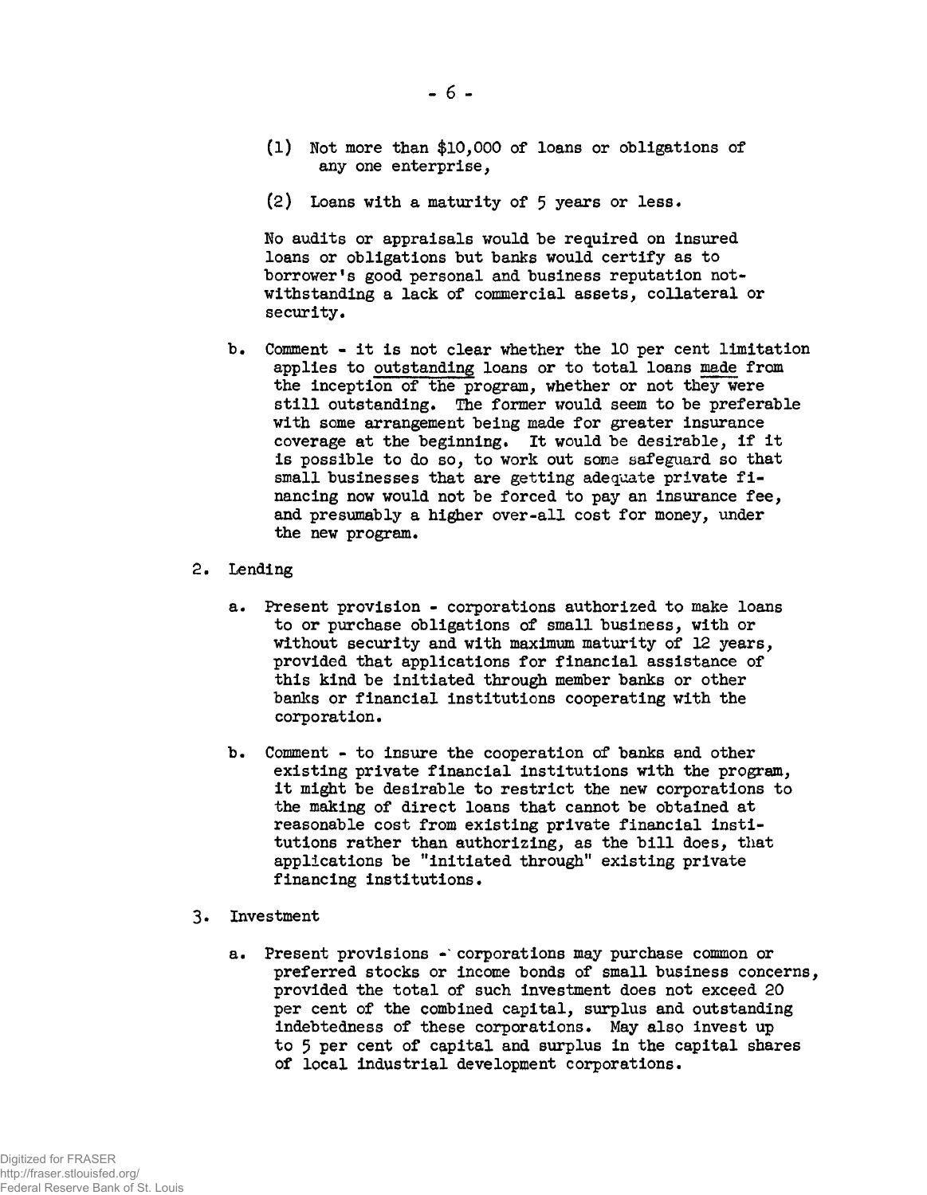(1) Not more than $10,000 of loans or obligations of any one enterprise,

(2) Loans with a maturity of 5 years or less.

No audits or appraisals would be required on insured loans or obligations but banks would certify as to borrower's good personal and business reputation notwithstanding a lack of commercial assets, collateral or security.

b. Comment - it is not clear whether the 10 per cent limitation applies to <u>outstanding</u> loans or to total loans <u>made</u> from the inception of the program, whether or not they were still outstanding. The former would seem to be preferable with some arrangement being made for greater insurance coverage at the beginning. It would be desirable, if it is possible to do so, to work out some safeguard so that small businesses that are getting adequate private financing now would not be forced to pay an insurance fee, and presumably a higher over-all cost for money, under the new program.

2. Lending

   a. Present provision - corporations authorized to make loans to or purchase obligations of small business, with or without security and with maximum maturity of 12 years, provided that applications for financial assistance of this kind be initiated through member banks or other banks or financial institutions cooperating with the corporation.

   b. Comment - to insure the cooperation of banks and other existing private financial institutions with the program, it might be desirable to restrict the new corporations to the making of direct loans that cannot be obtained at reasonable cost from existing private financial institutions rather than authorizing, as the bill does, that applications be "initiated through" existing private financing institutions.

3. Investment

   a. Present provisions - corporations may purchase common or preferred stocks or income bonds of small business concerns, provided the total of such investment does not exceed 20 per cent of the combined capital, surplus and outstanding indebtedness of these corporations. May also invest up to 5 per cent of capital and surplus in the capital shares of local industrial development corporations.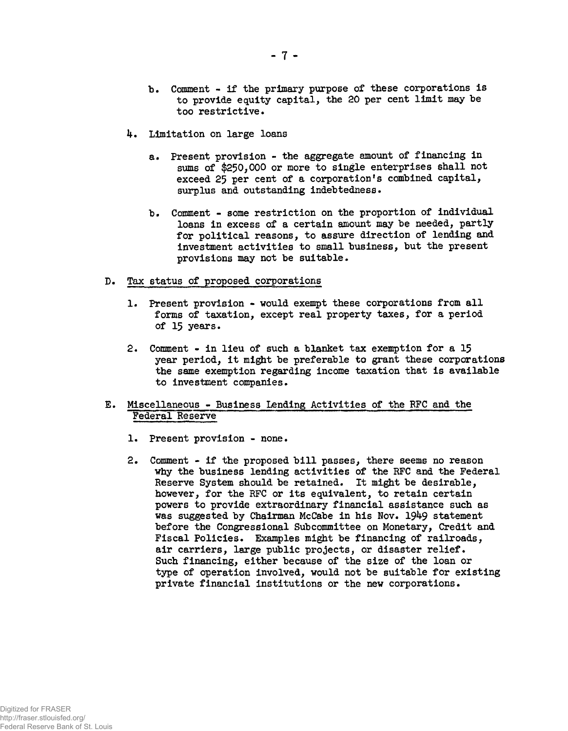b. Comment - if the primary purpose of these corporations is to provide equity capital, the 20 per cent limit may be too restrictive.

4. Limitation on large loans

   a. Present provision - the aggregate amount of financing in sums of $250,000 or more to single enterprises shall not exceed 25 per cent of a corporation's combined capital, surplus and outstanding indebtedness.

   b. Comment - some restriction on the proportion of individual loans in excess of a certain amount may be needed, partly for political reasons, to assure direction of lending and investment activities to small business, but the present provisions may not be suitable.

D. <u>Tax status of proposed corporations</u>

   1. Present provision - would exempt these corporations from all forms of taxation, except real property taxes, for a period of 15 years.

   2. Comment - in lieu of such a blanket tax exemption for a 15 year period, it might be preferable to grant these corporations the same exemption regarding income taxation that is available to investment companies.

E. <u>Miscellaneous - Business Lending Activities of the RFC and the Federal Reserve</u>

   1. Present provision - none.

   2. Comment - if the proposed bill passes, there seems no reason why the business lending activities of the RFC and the Federal Reserve System should be retained. It might be desirable, however, for the RFC or its equivalent, to retain certain powers to provide extraordinary financial assistance such as was suggested by Chairman McCabe in his Nov. 1949 statement before the Congressional Subcommittee on Monetary, Credit and Fiscal Policies. Examples might be financing of railroads, air carriers, large public projects, or disaster relief. Such financing, either because of the size of the loan or type of operation involved, would not be suitable for existing private financial institutions or the new corporations.